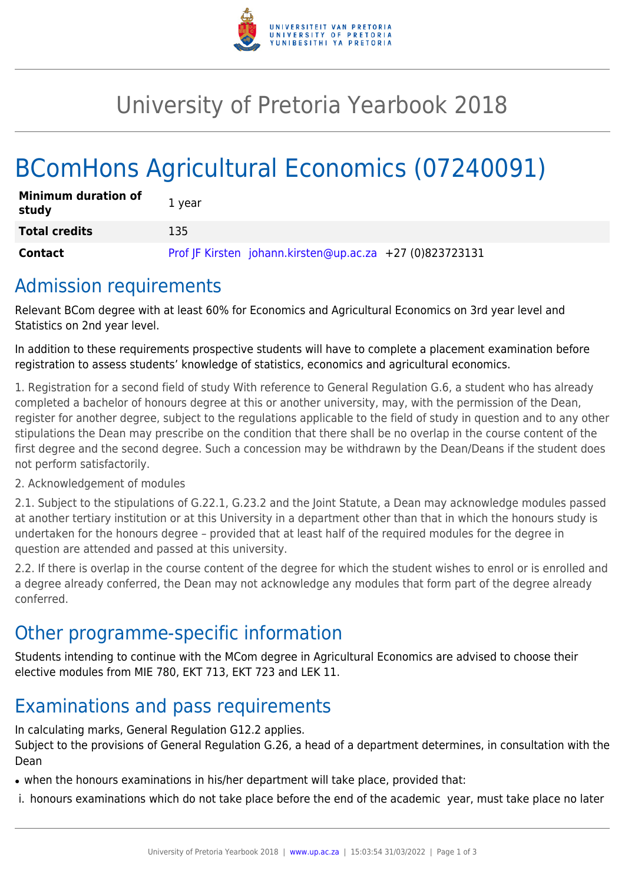# University of Pretoria Yearbook 2018

# BComHons Agricultural Economics (07240091)

| **Minimum duration of study** | 1 year |
|---|---|
| **Total credits** | 135 |
| **Contact** | Prof JF Kirsten johann.kirsten@up.ac.za +27 (0)823723131 |

## Admission requirements

Relevant BCom degree with at least 60% for Economics and Agricultural Economics on 3rd year level and Statistics on 2nd year level.

In addition to these requirements prospective students will have to complete a placement examination before registration to assess students' knowledge of statistics, economics and agricultural economics.

1. Registration for a second field of study With reference to General Regulation G.6, a student who has already completed a bachelor of honours degree at this or another university, may, with the permission of the Dean, register for another degree, subject to the regulations applicable to the field of study in question and to any other stipulations the Dean may prescribe on the condition that there shall be no overlap in the course content of the first degree and the second degree. Such a concession may be withdrawn by the Dean/Deans if the student does not perform satisfactorily.

2. Acknowledgement of modules

2.1. Subject to the stipulations of G.22.1, G.23.2 and the Joint Statute, a Dean may acknowledge modules passed at another tertiary institution or at this University in a department other than that in which the honours study is undertaken for the honours degree – provided that at least half of the required modules for the degree in question are attended and passed at this university.

2.2. If there is overlap in the course content of the degree for which the student wishes to enrol or is enrolled and a degree already conferred, the Dean may not acknowledge any modules that form part of the degree already conferred.

## Other programme-specific information

Students intending to continue with the MCom degree in Agricultural Economics are advised to choose their elective modules from MIE 780, EKT 713, EKT 723 and LEK 11.

## Examinations and pass requirements

In calculating marks, General Regulation G12.2 applies.
Subject to the provisions of General Regulation G.26, a head of a department determines, in consultation with the Dean

- when the honours examinations in his/her department will take place, provided that:

i. honours examinations which do not take place before the end of the academic year, must take place no later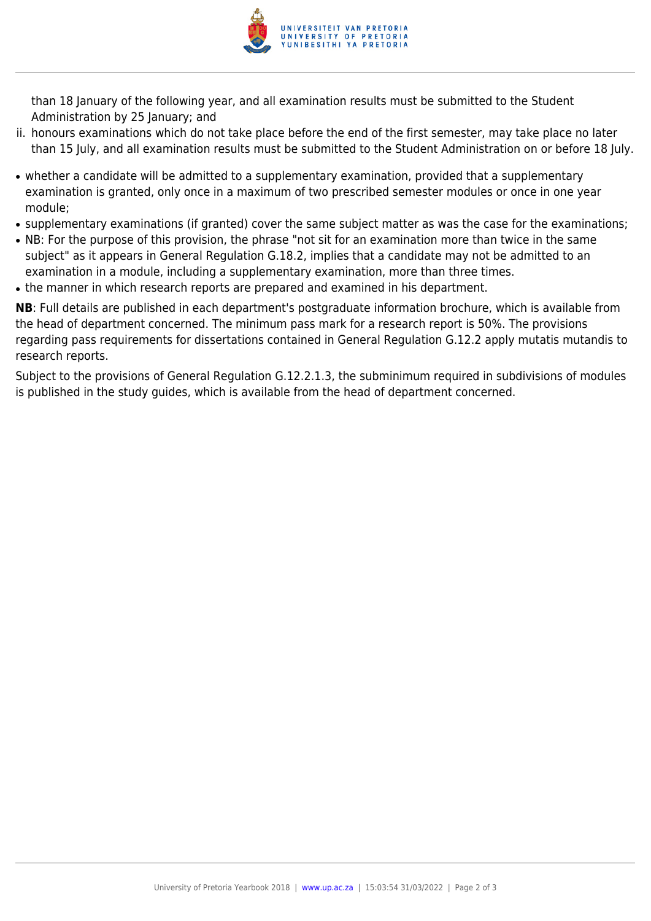than 18 January of the following year, and all examination results must be submitted to the Student Administration by 25 January; and

ii. honours examinations which do not take place before the end of the first semester, may take place no later than 15 July, and all examination results must be submitted to the Student Administration on or before 18 July.

- whether a candidate will be admitted to a supplementary examination, provided that a supplementary examination is granted, only once in a maximum of two prescribed semester modules or once in one year module;
- supplementary examinations (if granted) cover the same subject matter as was the case for the examinations;
- NB: For the purpose of this provision, the phrase "not sit for an examination more than twice in the same subject" as it appears in General Regulation G.18.2, implies that a candidate may not be admitted to an examination in a module, including a supplementary examination, more than three times.
- the manner in which research reports are prepared and examined in his department.

**NB**: Full details are published in each department's postgraduate information brochure, which is available from the head of department concerned. The minimum pass mark for a research report is 50%. The provisions regarding pass requirements for dissertations contained in General Regulation G.12.2 apply mutatis mutandis to research reports.

Subject to the provisions of General Regulation G.12.2.1.3, the subminimum required in subdivisions of modules is published in the study guides, which is available from the head of department concerned.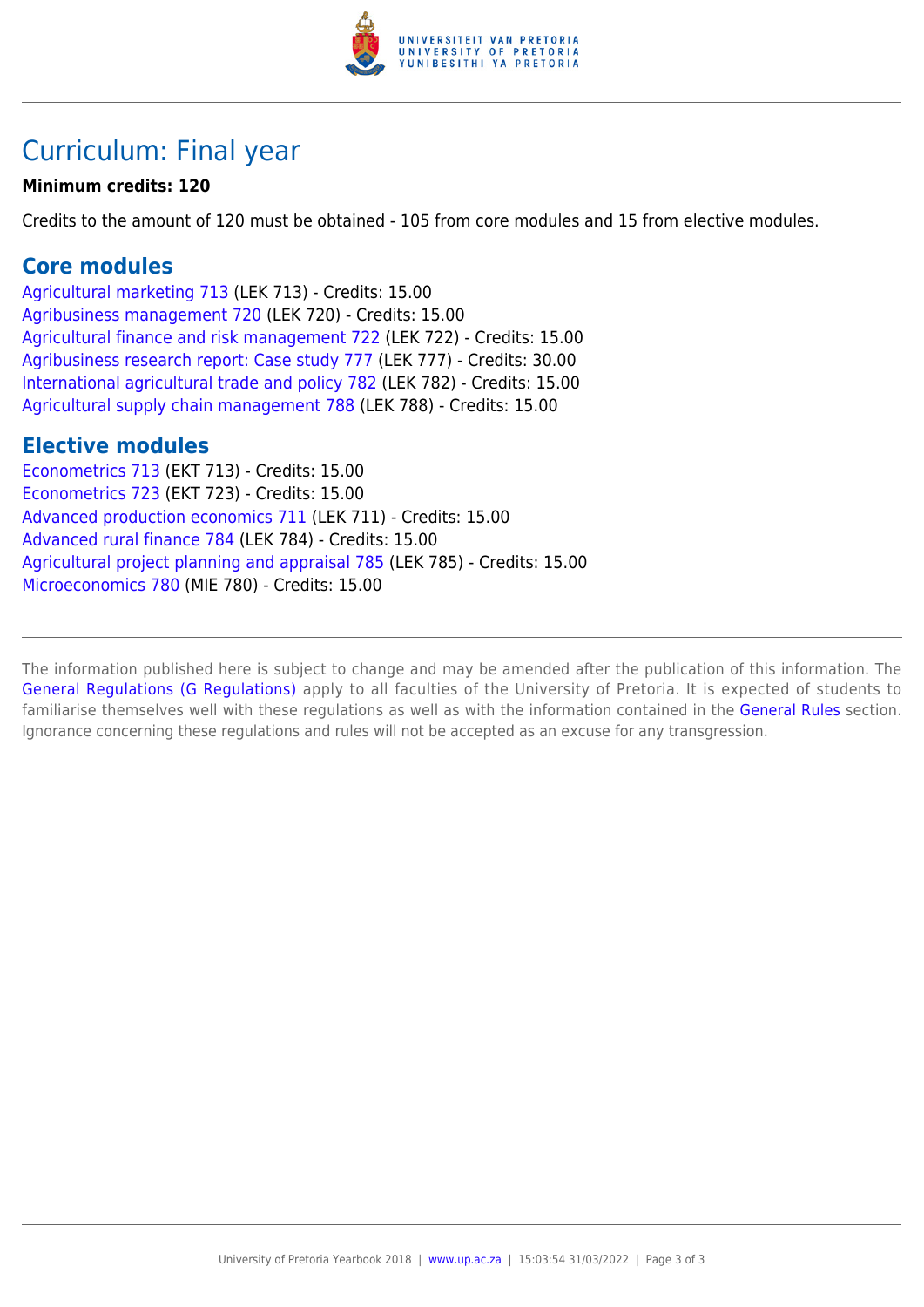# Curriculum: Final year

**Minimum credits: 120**

Credits to the amount of 120 must be obtained - 105 from core modules and 15 from elective modules.

## Core modules

Agricultural marketing 713 (LEK 713) - Credits: 15.00
Agribusiness management 720 (LEK 720) - Credits: 15.00
Agricultural finance and risk management 722 (LEK 722) - Credits: 15.00
Agribusiness research report: Case study 777 (LEK 777) - Credits: 30.00
International agricultural trade and policy 782 (LEK 782) - Credits: 15.00
Agricultural supply chain management 788 (LEK 788) - Credits: 15.00

## Elective modules

Econometrics 713 (EKT 713) - Credits: 15.00
Econometrics 723 (EKT 723) - Credits: 15.00
Advanced production economics 711 (LEK 711) - Credits: 15.00
Advanced rural finance 784 (LEK 784) - Credits: 15.00
Agricultural project planning and appraisal 785 (LEK 785) - Credits: 15.00
Microeconomics 780 (MIE 780) - Credits: 15.00

The information published here is subject to change and may be amended after the publication of this information. The General Regulations (G Regulations) apply to all faculties of the University of Pretoria. It is expected of students to familiarise themselves well with these regulations as well as with the information contained in the General Rules section. Ignorance concerning these regulations and rules will not be accepted as an excuse for any transgression.